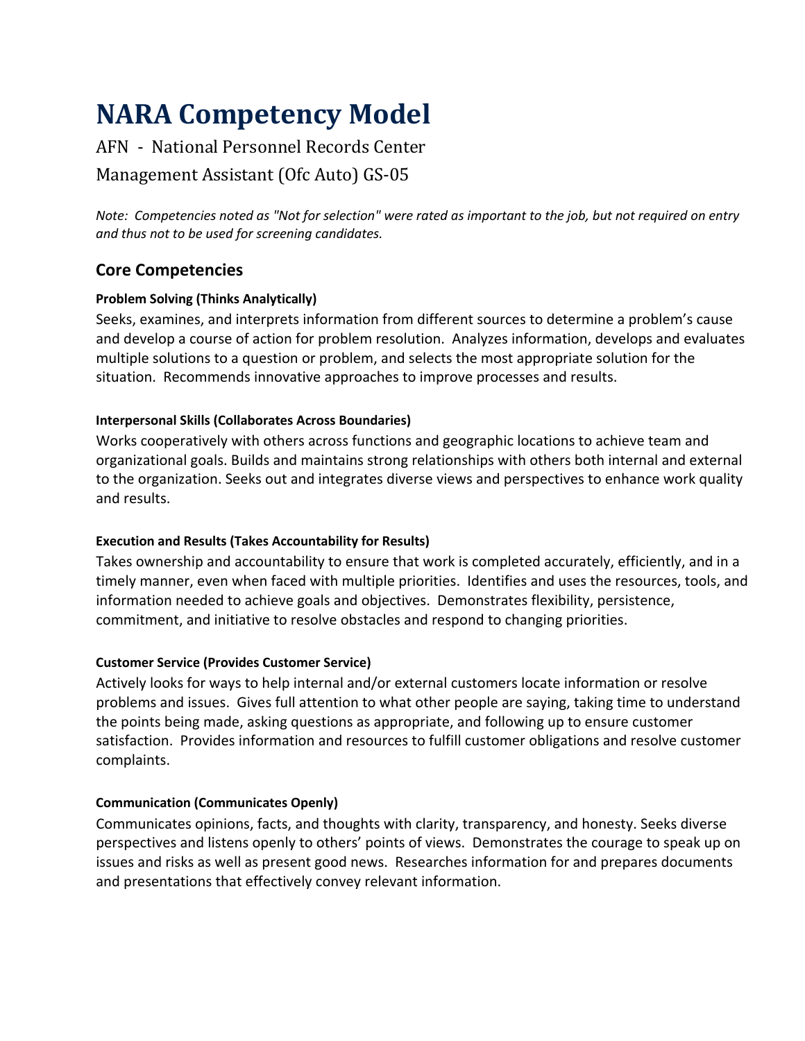# NARA Competency Model

AFN - National Personnel Records Center

Management Assistant (Ofc Auto) GS-05

*Note: Competencies noted as "Not for selection" were rated as important to the job, but not required on entry and thus not to be used for screening candidates.*

## Core Competencies

#### Problem Solving (Thinks Analytically)

Seeks, examines, and interprets information from different sources to determine a problem's cause and develop a course of action for problem resolution. Analyzes information, develops and evaluates multiple solutions to a question or problem, and selects the most appropriate solution for the situation. Recommends innovative approaches to improve processes and results.

#### Interpersonal Skills (Collaborates Across Boundaries)

Works cooperatively with others across functions and geographic locations to achieve team and organizational goals. Builds and maintains strong relationships with others both internal and external to the organization. Seeks out and integrates diverse views and perspectives to enhance work quality and results.

#### Execution and Results (Takes Accountability for Results)

Takes ownership and accountability to ensure that work is completed accurately, efficiently, and in a timely manner, even when faced with multiple priorities. Identifies and uses the resources, tools, and information needed to achieve goals and objectives. Demonstrates flexibility, persistence, commitment, and initiative to resolve obstacles and respond to changing priorities.

#### Customer Service (Provides Customer Service)

Actively looks for ways to help internal and/or external customers locate information or resolve problems and issues. Gives full attention to what other people are saying, taking time to understand the points being made, asking questions as appropriate, and following up to ensure customer satisfaction. Provides information and resources to fulfill customer obligations and resolve customer complaints.

#### Communication (Communicates Openly)

Communicates opinions, facts, and thoughts with clarity, transparency, and honesty. Seeks diverse perspectives and listens openly to others' points of views. Demonstrates the courage to speak up on issues and risks as well as present good news. Researches information for and prepares documents and presentations that effectively convey relevant information.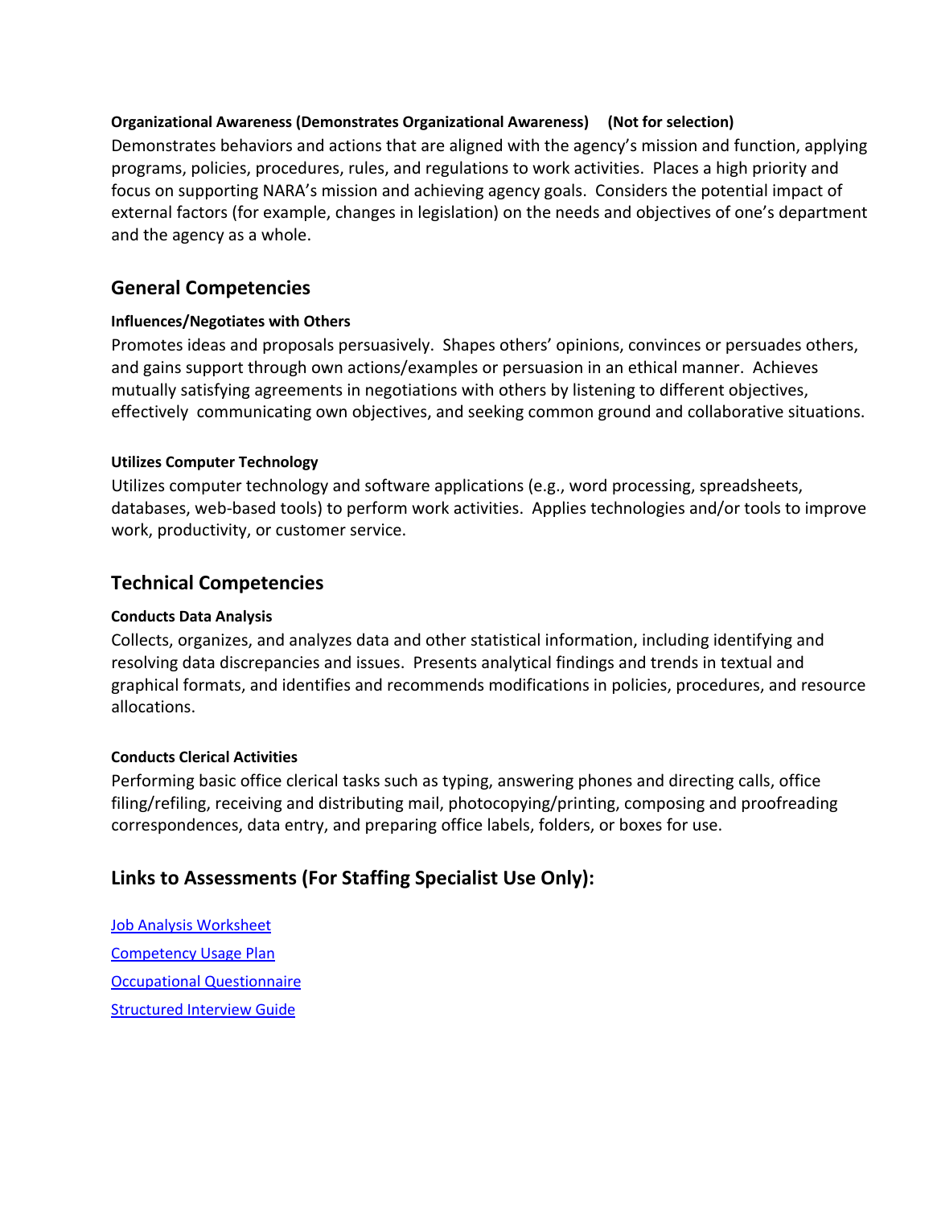**Organizational Awareness (Demonstrates Organizational Awareness) (Not for selection)**

Demonstrates behaviors and actions that are aligned with the agency's mission and function, applying programs, policies, procedures, rules, and regulations to work activities. Places a high priority and focus on supporting NARA's mission and achieving agency goals. Considers the potential impact of external factors (for example, changes in legislation) on the needs and objectives of one's department and the agency as a whole.

## General Competencies

**Influences/Negotiates with Others**

Promotes ideas and proposals persuasively. Shapes others' opinions, convinces or persuades others, and gains support through own actions/examples or persuasion in an ethical manner. Achieves mutually satisfying agreements in negotiations with others by listening to different objectives, effectively communicating own objectives, and seeking common ground and collaborative situations.

**Utilizes Computer Technology**

Utilizes computer technology and software applications (e.g., word processing, spreadsheets, databases, web-based tools) to perform work activities. Applies technologies and/or tools to improve work, productivity, or customer service.

## Technical Competencies

**Conducts Data Analysis**

Collects, organizes, and analyzes data and other statistical information, including identifying and resolving data discrepancies and issues. Presents analytical findings and trends in textual and graphical formats, and identifies and recommends modifications in policies, procedures, and resource allocations.

**Conducts Clerical Activities**

Performing basic office clerical tasks such as typing, answering phones and directing calls, office filing/refiling, receiving and distributing mail, photocopying/printing, composing and proofreading correspondences, data entry, and preparing office labels, folders, or boxes for use.

## Links to Assessments (For Staffing Specialist Use Only):

Job Analysis Worksheet

Competency Usage Plan

Occupational Questionnaire

Structured Interview Guide